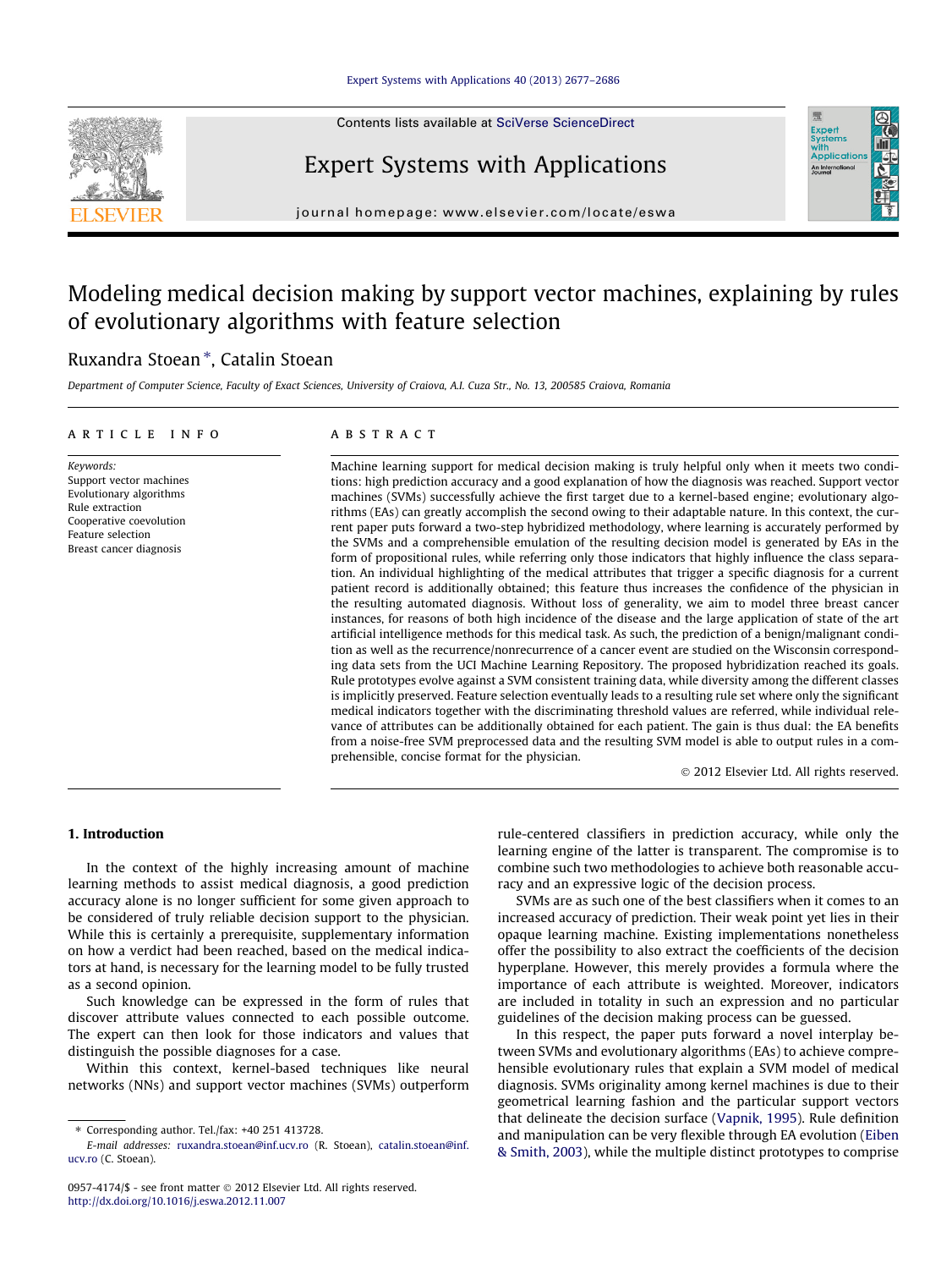# Modeling medical decision making by support vector machines, explaining by rules of evolutionary algorithms with feature selection

Ruxandra Stoean *, Catalin Stoean

*Department of Computer Science, Faculty of Exact Sciences, University of Craiova, A.I. Cuza Str., No. 13, 200585 Craiova, Romania*

## ARTICLE INFO

*Keywords:*
Support vector machines
Evolutionary algorithms
Rule extraction
Cooperative coevolution
Feature selection
Breast cancer diagnosis

## ABSTRACT

Machine learning support for medical decision making is truly helpful only when it meets two conditions: high prediction accuracy and a good explanation of how the diagnosis was reached. Support vector machines (SVMs) successfully achieve the first target due to a kernel-based engine; evolutionary algorithms (EAs) can greatly accomplish the second owing to their adaptable nature. In this context, the current paper puts forward a two-step hybridized methodology, where learning is accurately performed by the SVMs and a comprehensible emulation of the resulting decision model is generated by EAs in the form of propositional rules, while referring only those indicators that highly influence the class separation. An individual highlighting of the medical attributes that trigger a specific diagnosis for a current patient record is additionally obtained; this feature thus increases the confidence of the physician in the resulting automated diagnosis. Without loss of generality, we aim to model three breast cancer instances, for reasons of both high incidence of the disease and the large application of state of the art artificial intelligence methods for this medical task. As such, the prediction of a benign/malignant condition as well as the recurrence/nonrecurrence of a cancer event are studied on the Wisconsin corresponding data sets from the UCI Machine Learning Repository. The proposed hybridization reached its goals. Rule prototypes evolve against a SVM consistent training data, while diversity among the different classes is implicitly preserved. Feature selection eventually leads to a resulting rule set where only the significant medical indicators together with the discriminating threshold values are referred, while individual relevance of attributes can be additionally obtained for each patient. The gain is thus dual: the EA benefits from a noise-free SVM preprocessed data and the resulting SVM model is able to output rules in a comprehensible, concise format for the physician.

© 2012 Elsevier Ltd. All rights reserved.

## 1. Introduction

In the context of the highly increasing amount of machine learning methods to assist medical diagnosis, a good prediction accuracy alone is no longer sufficient for some given approach to be considered of truly reliable decision support to the physician. While this is certainly a prerequisite, supplementary information on how a verdict had been reached, based on the medical indicators at hand, is necessary for the learning model to be fully trusted as a second opinion.

Such knowledge can be expressed in the form of rules that discover attribute values connected to each possible outcome. The expert can then look for those indicators and values that distinguish the possible diagnoses for a case.

Within this context, kernel-based techniques like neural networks (NNs) and support vector machines (SVMs) outperform rule-centered classifiers in prediction accuracy, while only the learning engine of the latter is transparent. The compromise is to combine such two methodologies to achieve both reasonable accuracy and an expressive logic of the decision process.

SVMs are as such one of the best classifiers when it comes to an increased accuracy of prediction. Their weak point yet lies in their opaque learning machine. Existing implementations nonetheless offer the possibility to also extract the coefficients of the decision hyperplane. However, this merely provides a formula where the importance of each attribute is weighted. Moreover, indicators are included in totality in such an expression and no particular guidelines of the decision making process can be guessed.

In this respect, the paper puts forward a novel interplay between SVMs and evolutionary algorithms (EAs) to achieve comprehensible evolutionary rules that explain a SVM model of medical diagnosis. SVMs originality among kernel machines is due to their geometrical learning fashion and the particular support vectors that delineate the decision surface (Vapnik, 1995). Rule definition and manipulation can be very flexible through EA evolution (Eiben & Smith, 2003), while the multiple distinct prototypes to comprise

---

* Corresponding author. Tel./fax: +40 251 413728.
*E-mail addresses:* ruxandra.stoean@inf.ucv.ro (R. Stoean), catalin.stoean@inf.ucv.ro (C. Stoean).

0957-4174/$ - see front matter © 2012 Elsevier Ltd. All rights reserved.
http://dx.doi.org/10.1016/j.eswa.2012.11.007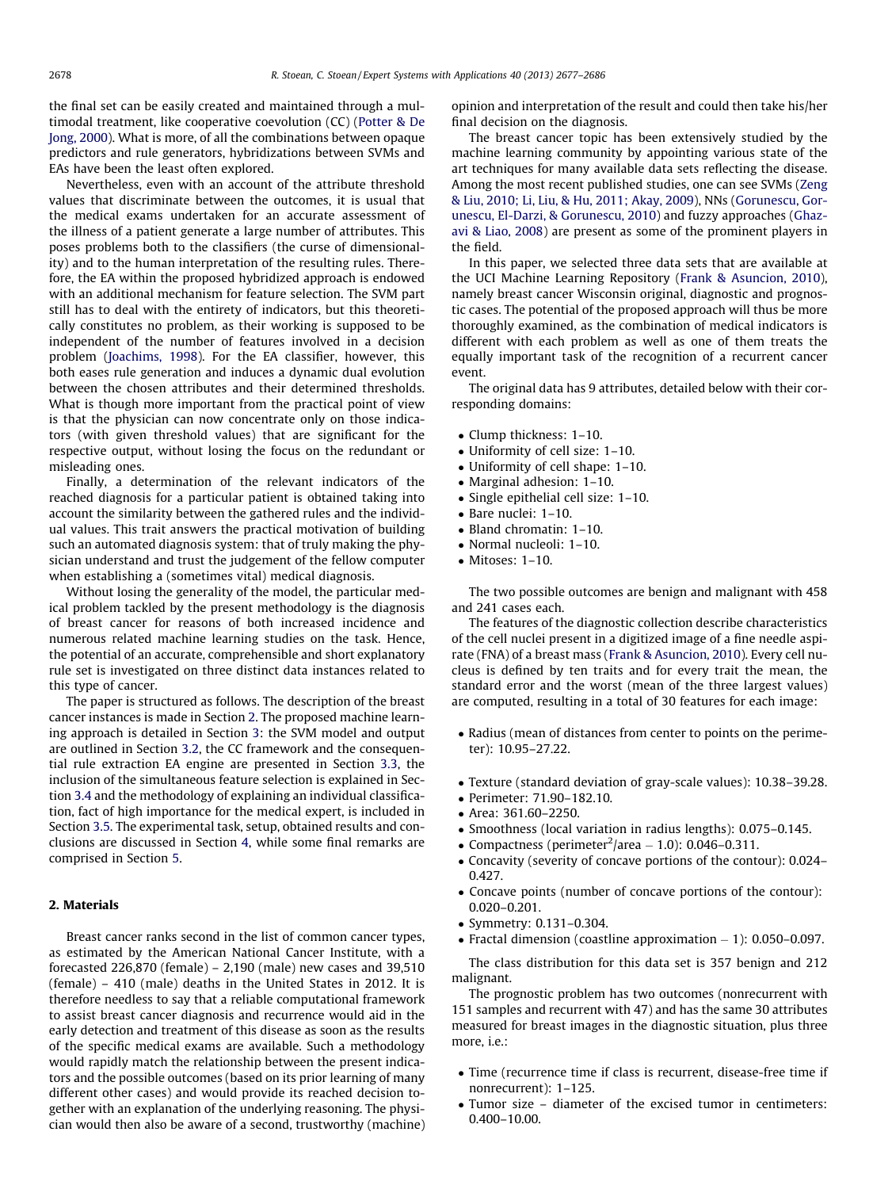the final set can be easily created and maintained through a multimodal treatment, like cooperative coevolution (CC) (Potter & De Jong, 2000). What is more, of all the combinations between opaque predictors and rule generators, hybridizations between SVMs and EAs have been the least often explored.

Nevertheless, even with an account of the attribute threshold values that discriminate between the outcomes, it is usual that the medical exams undertaken for an accurate assessment of the illness of a patient generate a large number of attributes. This poses problems both to the classifiers (the curse of dimensionality) and to the human interpretation of the resulting rules. Therefore, the EA within the proposed hybridized approach is endowed with an additional mechanism for feature selection. The SVM part still has to deal with the entirety of indicators, but this theoretically constitutes no problem, as their working is supposed to be independent of the number of features involved in a decision problem (Joachims, 1998). For the EA classifier, however, this both eases rule generation and induces a dynamic dual evolution between the chosen attributes and their determined thresholds. What is though more important from the practical point of view is that the physician can now concentrate only on those indicators (with given threshold values) that are significant for the respective output, without losing the focus on the redundant or misleading ones.

Finally, a determination of the relevant indicators of the reached diagnosis for a particular patient is obtained taking into account the similarity between the gathered rules and the individual values. This trait answers the practical motivation of building such an automated diagnosis system: that of truly making the physician understand and trust the judgement of the fellow computer when establishing a (sometimes vital) medical diagnosis.

Without losing the generality of the model, the particular medical problem tackled by the present methodology is the diagnosis of breast cancer for reasons of both increased incidence and numerous related machine learning studies on the task. Hence, the potential of an accurate, comprehensible and short explanatory rule set is investigated on three distinct data instances related to this type of cancer.

The paper is structured as follows. The description of the breast cancer instances is made in Section 2. The proposed machine learning approach is detailed in Section 3: the SVM model and output are outlined in Section 3.2, the CC framework and the consequential rule extraction EA engine are presented in Section 3.3, the inclusion of the simultaneous feature selection is explained in Section 3.4 and the methodology of explaining an individual classification, fact of high importance for the medical expert, is included in Section 3.5. The experimental task, setup, obtained results and conclusions are discussed in Section 4, while some final remarks are comprised in Section 5.

## 2. Materials

Breast cancer ranks second in the list of common cancer types, as estimated by the American National Cancer Institute, with a forecasted 226,870 (female) – 2,190 (male) new cases and 39,510 (female) – 410 (male) deaths in the United States in 2012. It is therefore needless to say that a reliable computational framework to assist breast cancer diagnosis and recurrence would aid in the early detection and treatment of this disease as soon as the results of the specific medical exams are available. Such a methodology would rapidly match the relationship between the present indicators and the possible outcomes (based on its prior learning of many different other cases) and would provide its reached decision together with an explanation of the underlying reasoning. The physician would then also be aware of a second, trustworthy (machine) opinion and interpretation of the result and could then take his/her final decision on the diagnosis.

The breast cancer topic has been extensively studied by the machine learning community by appointing various state of the art techniques for many available data sets reflecting the disease. Among the most recent published studies, one can see SVMs (Zeng & Liu, 2010; Li, Liu, & Hu, 2011; Akay, 2009), NNs (Gorunescu, Gorunescu, El-Darzi, & Gorunescu, 2010) and fuzzy approaches (Ghazavi & Liao, 2008) are present as some of the prominent players in the field.

In this paper, we selected three data sets that are available at the UCI Machine Learning Repository (Frank & Asuncion, 2010), namely breast cancer Wisconsin original, diagnostic and prognostic cases. The potential of the proposed approach will thus be more thoroughly examined, as the combination of medical indicators is different with each problem as well as one of them treats the equally important task of the recognition of a recurrent cancer event.

The original data has 9 attributes, detailed below with their corresponding domains:

- Clump thickness: 1–10.
- Uniformity of cell size: 1–10.
- Uniformity of cell shape: 1–10.
- Marginal adhesion: 1–10.
- Single epithelial cell size: 1–10.
- Bare nuclei: 1–10.
- Bland chromatin: 1–10.
- Normal nucleoli: 1–10.
- Mitoses: 1–10.

The two possible outcomes are benign and malignant with 458 and 241 cases each.

The features of the diagnostic collection describe characteristics of the cell nuclei present in a digitized image of a fine needle aspirate (FNA) of a breast mass (Frank & Asuncion, 2010). Every cell nucleus is defined by ten traits and for every trait the mean, the standard error and the worst (mean of the three largest values) are computed, resulting in a total of 30 features for each image:

- Radius (mean of distances from center to points on the perimeter): 10.95–27.22.
- Texture (standard deviation of gray-scale values): 10.38–39.28.
- Perimeter: 71.90–182.10.
- Area: 361.60–2250.
- Smoothness (local variation in radius lengths): 0.075–0.145.
- Compactness ($\text{perimeter}^2/\text{area} - 1.0$): 0.046–0.311.
- Concavity (severity of concave portions of the contour): 0.024–0.427.
- Concave points (number of concave portions of the contour): 0.020–0.201.
- Symmetry: 0.131–0.304.
- Fractal dimension (coastline approximation $-$ 1): 0.050–0.097.

The class distribution for this data set is 357 benign and 212 malignant.

The prognostic problem has two outcomes (nonrecurrent with 151 samples and recurrent with 47) and has the same 30 attributes measured for breast images in the diagnostic situation, plus three more, i.e.:

- Time (recurrence time if class is recurrent, disease-free time if nonrecurrent): 1–125.
- Tumor size – diameter of the excised tumor in centimeters: 0.400–10.00.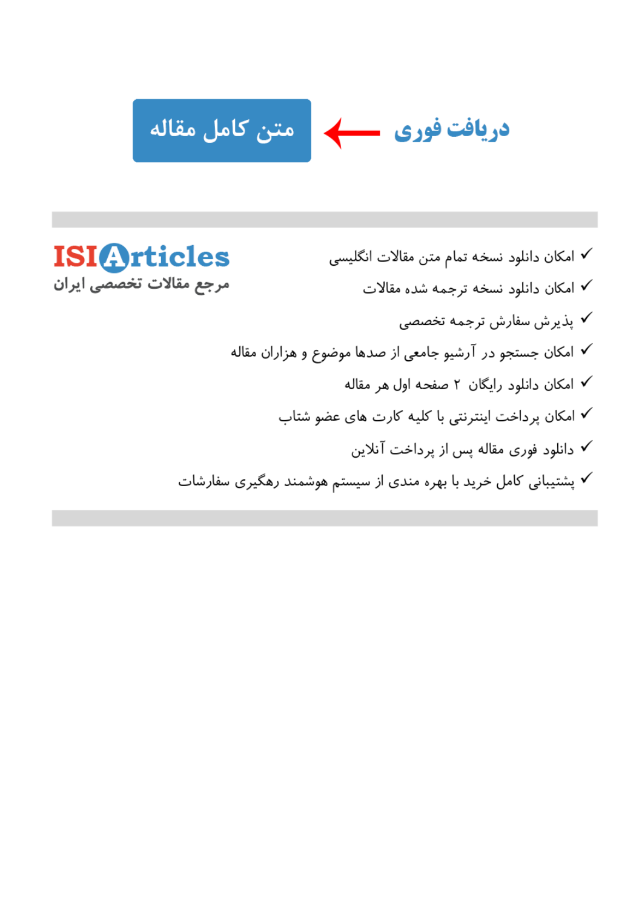دریافت فوری ← **متن کامل مقاله**

**ISIArticles**
مرجع مقالات تخصصی ایران

- ✓ امکان دانلود نسخه تمام متن مقالات انگلیسی
- ✓ امکان دانلود نسخه ترجمه شده مقالات
- ✓ پذیرش سفارش ترجمه تخصصی
- ✓ امکان جستجو در آرشیو جامعی از صدها موضوع و هزاران مقاله
- ✓ امکان دانلود رایگان ۲ صفحه اول هر مقاله
- ✓ امکان پرداخت اینترنتی با کلیه کارت های عضو شتاب
- ✓ دانلود فوری مقاله پس از پرداخت آنلاین
- ✓ پشتیبانی کامل خرید با بهره مندی از سیستم هوشمند رهگیری سفارشات